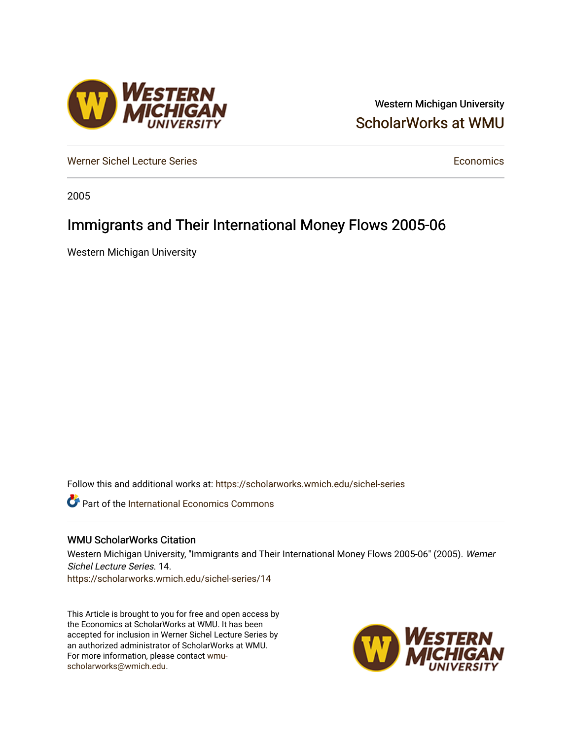Western Michigan University

ScholarWorks at WMU

Werner Sichel Lecture Series

Economics

2005

# Immigrants and Their International Money Flows 2005-06

Western Michigan University

Follow this and additional works at: https://scholarworks.wmich.edu/sichel-series

Part of the International Economics Commons

## WMU ScholarWorks Citation

Western Michigan University, "Immigrants and Their International Money Flows 2005-06" (2005). *Werner Sichel Lecture Series*. 14.
https://scholarworks.wmich.edu/sichel-series/14

This Article is brought to you for free and open access by the Economics at ScholarWorks at WMU. It has been accepted for inclusion in Werner Sichel Lecture Series by an authorized administrator of ScholarWorks at WMU. For more information, please contact wmu-scholarworks@wmich.edu.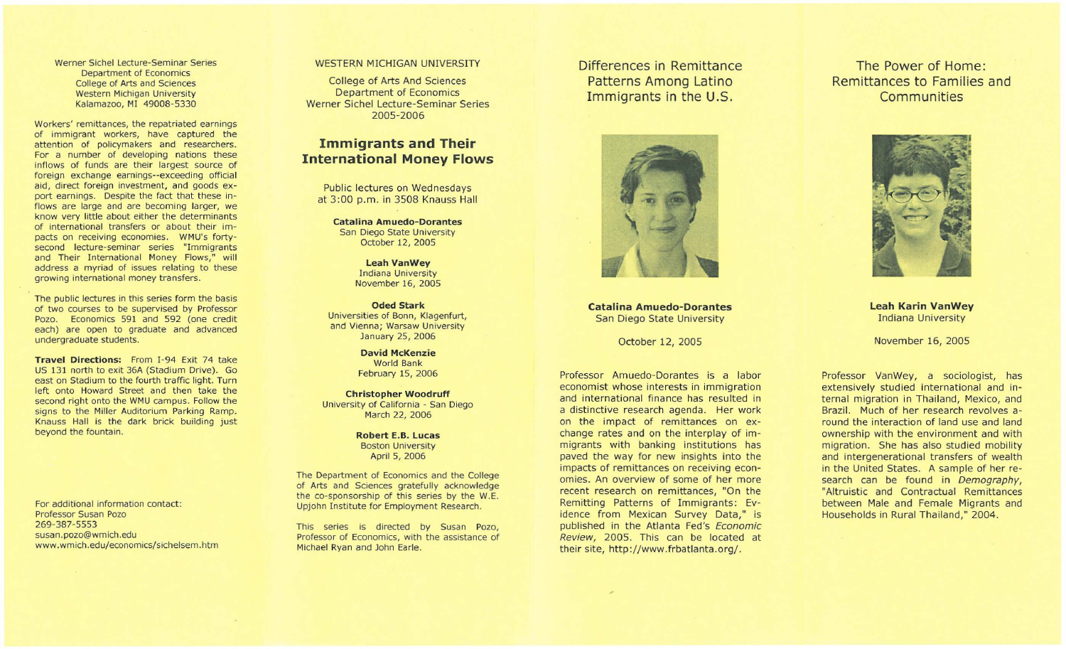Werner Sichel Lecture-Seminar Series
Department of Economics
College of Arts and Sciences
Western Michigan University
Kalamazoo, MI 49008-5330

Workers' remittances, the repatriated earnings of immigrant workers, have captured the attention of policymakers and researchers. For a number of developing nations these inflows of funds are their largest source of foreign exchange earnings--exceeding official aid, direct foreign investment, and goods export earnings. Despite the fact that these inflows are large and are becoming larger, we know very little about either the determinants of international transfers or about their impacts on receiving economies. WMU's forty-second lecture-seminar series "Immigrants and Their International Money Flows," will address a myriad of issues relating to these growing international money transfers.

The public lectures in this series form the basis of two courses to be supervised by Professor Pozo. Economics 591 and 592 (one credit each) are open to graduate and advanced undergraduate students.

**Travel Directions:** From I-94 Exit 74 take US 131 north to exit 36A (Stadium Drive). Go east on Stadium to the fourth traffic light. Turn left onto Howard Street and then take the second right onto the WMU campus. Follow the signs to the Miller Auditorium Parking Ramp. Knauss Hall is the dark brick building just beyond the fountain.

For additional information contact:
Professor Susan Pozo
269-387-5553
susan.pozo@wmich.edu
www.wmich.edu/economics/sichelsem.htm

WESTERN MICHIGAN UNIVERSITY

College of Arts And Sciences
Department of Economics
Werner Sichel Lecture-Seminar Series
2005-2006

## Immigrants and Their International Money Flows

Public lectures on Wednesdays
at 3:00 p.m. in 3508 Knauss Hall

**Catalina Amuedo-Dorantes**
San Diego State University
October 12, 2005

**Leah VanWey**
Indiana University
November 16, 2005

**Oded Stark**
Universities of Bonn, Klagenfurt, and Vienna; Warsaw University
January 25, 2006

**David McKenzie**
World Bank
February 15, 2006

**Christopher Woodruff**
University of California - San Diego
March 22, 2006

**Robert E.B. Lucas**
Boston University
April 5, 2006

The Department of Economics and the College of Arts and Sciences gratefully acknowledge the co-sponsorship of this series by the W.E. Upjohn Institute for Employment Research.

This series is directed by Susan Pozo, Professor of Economics, with the assistance of Michael Ryan and John Earle.

## Differences in Remittance Patterns Among Latino Immigrants in the U.S.

**Catalina Amuedo-Dorantes**
San Diego State University

October 12, 2005

Professor Amuedo-Dorantes is a labor economist whose interests in immigration and international finance has resulted in a distinctive research agenda. Her work on the impact of remittances on exchange rates and on the interplay of immigrants with banking institutions has paved the way for new insights into the impacts of remittances on receiving economies. An overview of some of her more recent research on remittances, "On the Remitting Patterns of Immigrants: Evidence from Mexican Survey Data," is published in the Atlanta Fed's *Economic Review*, 2005. This can be located at their site, http://www.frbatlanta.org/.

## The Power of Home: Remittances to Families and Communities

**Leah Karin VanWey**
Indiana University

November 16, 2005

Professor VanWey, a sociologist, has extensively studied international and internal migration in Thailand, Mexico, and Brazil. Much of her research revolves around the interaction of land use and land ownership with the environment and with migration. She has also studied mobility and intergenerational transfers of wealth in the United States. A sample of her research can be found in *Demography*, "Altruistic and Contractual Remittances between Male and Female Migrants and Households in Rural Thailand," 2004.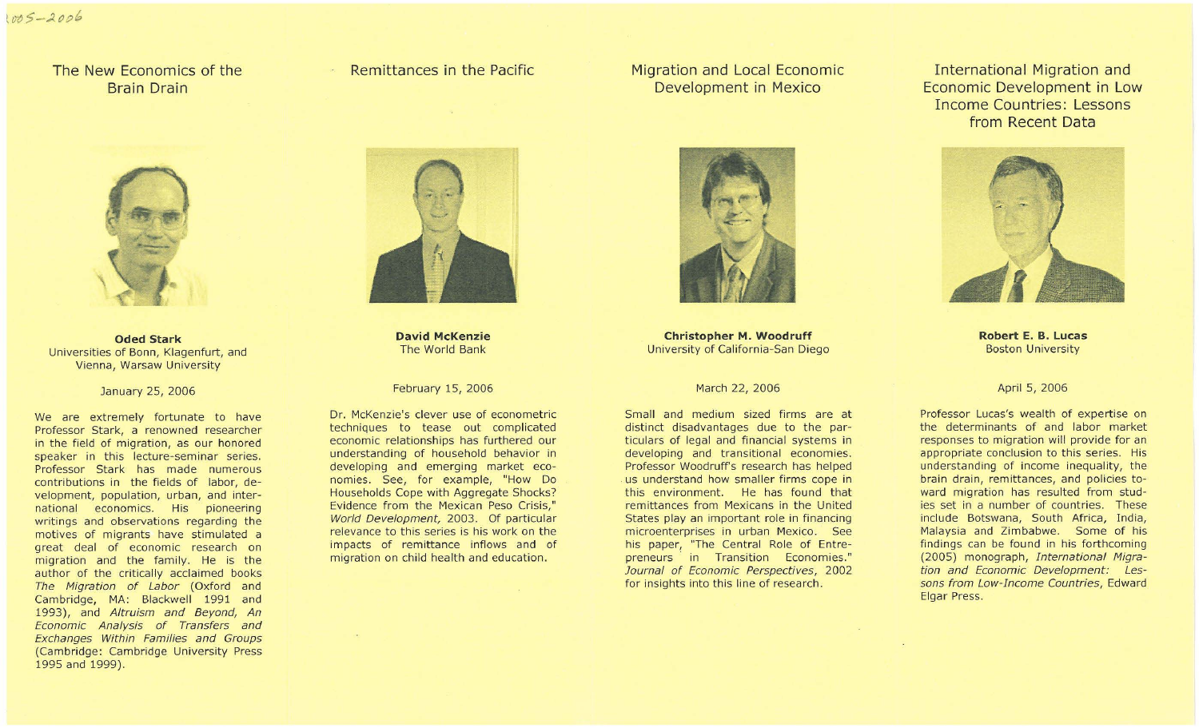2005–2006

## The New Economics of the Brain Drain

**Oded Stark**
Universities of Bonn, Klagenfurt, and Vienna, Warsaw University

January 25, 2006

We are extremely fortunate to have Professor Stark, a renowned researcher in the field of migration, as our honored speaker in this lecture-seminar series. Professor Stark has made numerous contributions in the fields of labor, development, population, urban, and international economics. His pioneering writings and observations regarding the motives of migrants have stimulated a great deal of economic research on migration and the family. He is the author of the critically acclaimed books *The Migration of Labor* (Oxford and Cambridge, MA: Blackwell 1991 and 1993), and *Altruism and Beyond, An Economic Analysis of Transfers and Exchanges Within Families and Groups* (Cambridge: Cambridge University Press 1995 and 1999).

## Remittances in the Pacific

**David McKenzie**
The World Bank

February 15, 2006

Dr. McKenzie's clever use of econometric techniques to tease out complicated economic relationships has furthered our understanding of household behavior in developing and emerging market economies. See, for example, "How Do Households Cope with Aggregate Shocks? Evidence from the Mexican Peso Crisis," *World Development*, 2003. Of particular relevance to this series is his work on the impacts of remittance inflows and of migration on child health and education.

## Migration and Local Economic Development in Mexico

**Christopher M. Woodruff**
University of California-San Diego

March 22, 2006

Small and medium sized firms are at distinct disadvantages due to the particulars of legal and financial systems in developing and transitional economies. Professor Woodruff's research has helped us understand how smaller firms cope in this environment. He has found that remittances from Mexicans in the United States play an important role in financing microenterprises in urban Mexico. See his paper, "The Central Role of Entrepreneurs in Transition Economies." *Journal of Economic Perspectives*, 2002 for insights into this line of research.

## International Migration and Economic Development in Low Income Countries: Lessons from Recent Data

**Robert E. B. Lucas**
Boston University

April 5, 2006

Professor Lucas's wealth of expertise on the determinants of and labor market responses to migration will provide for an appropriate conclusion to this series. His understanding of income inequality, the brain drain, remittances, and policies toward migration has resulted from studies set in a number of countries. These include Botswana, South Africa, India, Malaysia and Zimbabwe. Some of his findings can be found in his forthcoming (2005) monograph, *International Migration and Economic Development: Lessons from Low-Income Countries*, Edward Elgar Press.